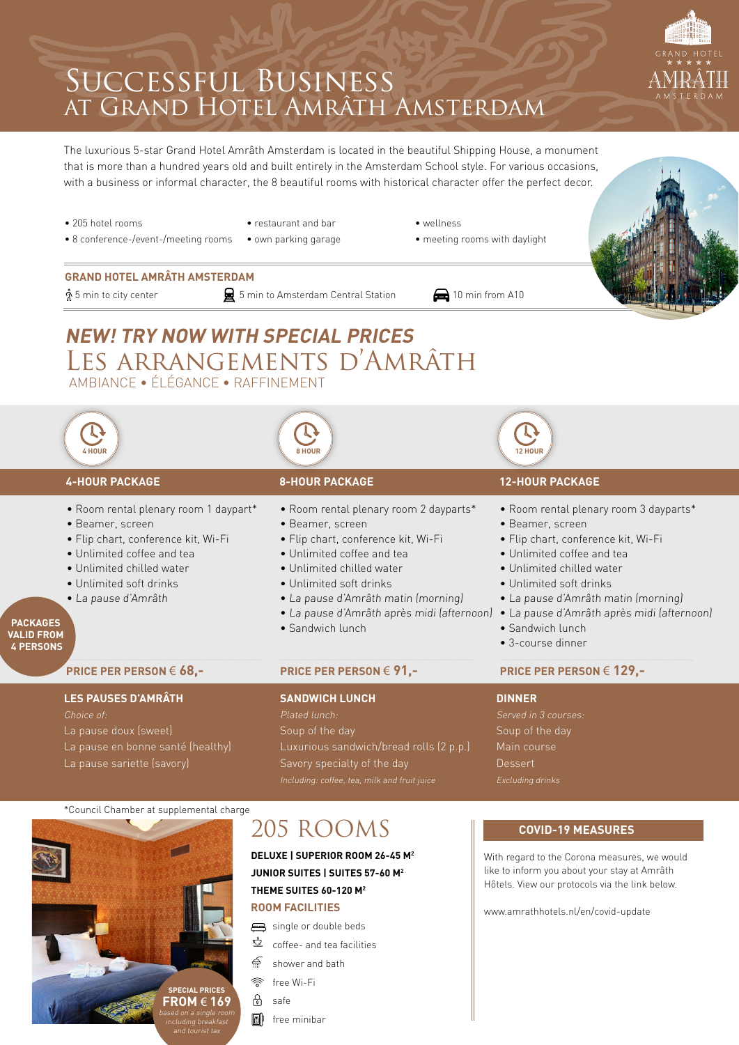# Successful Business at Grand Hotel Amrâth Amsterdam

GRAND HOTEL ★★★★★ AMRÂTH AMSTERDAM

The luxurious 5-star Grand Hotel Amrâth Amsterdam is located in the beautiful Shipping House, a monument that is more than a hundred years old and built entirely in the Amsterdam School style. For various occasions, with a business or informal character, the 8 beautiful rooms with historical character offer the perfect decor.

- 205 hotel rooms
- 8 conference-/event-/meeting rooms
- restaurant and bar
- own parking garage
- wellness
- meeting rooms with daylight

**GRAND HOTEL AMRÂTH AMSTERDAM**

5 min to city center | 5 min to Amsterdam Central Station | 10 min from A10

## *NEW! TRY NOW WITH SPECIAL PRICES*

# Les Arrangements d'Amrâth

AMBIANCE • ÉLÉGANCE • RAFFINEMENT

**PACKAGES VALID FROM 4 PERSONS**

### 4-HOUR PACKAGE

- Room rental plenary room 1 daypart*
- Beamer, screen
- Flip chart, conference kit, Wi-Fi
- Unlimited coffee and tea
- Unlimited chilled water
- Unlimited soft drinks
- *La pause d'Amrâth*

**PRICE PER PERSON € 68,-**

### 8-HOUR PACKAGE

- Room rental plenary room 2 dayparts*
- Beamer, screen
- Flip chart, conference kit, Wi-Fi
- Unlimited coffee and tea
- Unlimited chilled water
- Unlimited soft drinks
- *La pause d'Amrâth matin (morning)*
- *La pause d'Amrâth après midi (afternoon)*
- Sandwich lunch

**PRICE PER PERSON € 91,-**

### 12-HOUR PACKAGE

- Room rental plenary room 3 dayparts*
- Beamer, screen
- Flip chart, conference kit, Wi-Fi
- Unlimited coffee and tea
- Unlimited chilled water
- Unlimited soft drinks
- *La pause d'Amrâth matin (morning)*
- *La pause d'Amrâth après midi (afternoon)*
- Sandwich lunch
- 3-course dinner

**PRICE PER PERSON € 129,-**

### LES PAUSES D'AMRÂTH

*Choice of:*

La pause doux (sweet)
La pause en bonne santé (healthy)
La pause sariette (savory)

### SANDWICH LUNCH

*Plated lunch:*

Soup of the day
Luxurious sandwich/bread rolls (2 p.p.)
Savory specialty of the day
*Including: coffee, tea, milk and fruit juice*

### DINNER

*Served in 3 courses:*

Soup of the day
Main course
Dessert
*Excluding drinks*

*Council Chamber at supplemental charge

**SPECIAL PRICES FROM € 169**
*based on a single room including breakfast and tourist tax*

# 205 Rooms

**DELUXE | SUPERIOR ROOM 26-45 M²**
**JUNIOR SUITES | SUITES 57-60 M²**
**THEME SUITES 60-120 M²**

**ROOM FACILITIES**

- single or double beds
- coffee- and tea facilities
- shower and bath
- free Wi-Fi
- safe
- free minibar

### COVID-19 MEASURES

With regard to the Corona measures, we would like to inform you about your stay at Amrâth Hôtels. View our protocols via the link below.

www.amrathhotels.nl/en/covid-update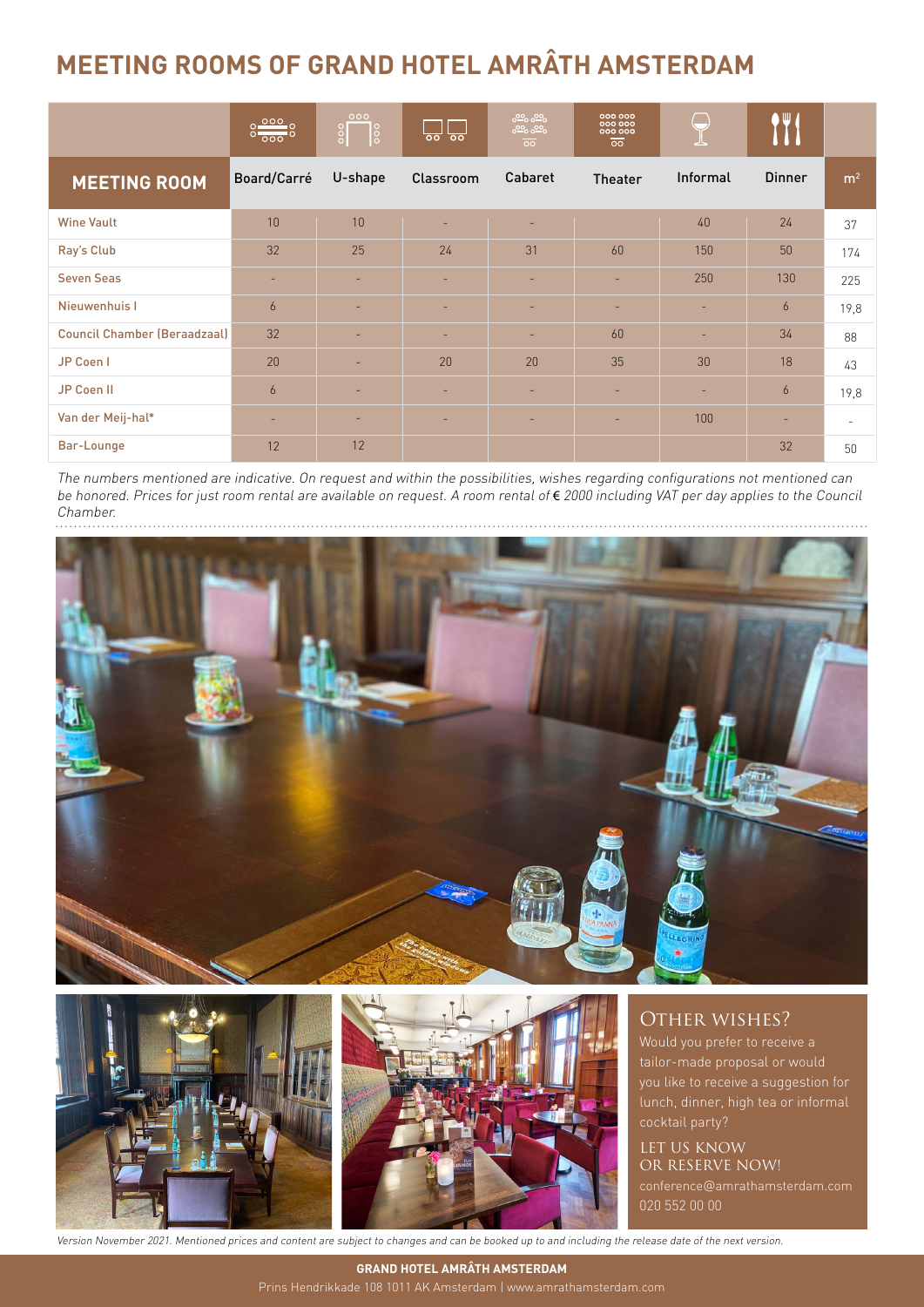# MEETING ROOMS OF GRAND HOTEL AMRÂTH AMSTERDAM

| MEETING ROOM | Board/Carré | U-shape | Classroom | Cabaret | Theater | Informal | Dinner | m² |
|---|---|---|---|---|---|---|---|---|
| Wine Vault | 10 | 10 | - | - | | 40 | 24 | 37 |
| Ray's Club | 32 | 25 | 24 | 31 | 60 | 150 | 50 | 174 |
| Seven Seas | - | - | - | - | - | 250 | 130 | 225 |
| Nieuwenhuis I | 6 | - | - | - | - | - | 6 | 19,8 |
| Council Chamber (Beraadzaal) | 32 | - | - | - | 60 | - | 34 | 88 |
| JP Coen I | 20 | - | 20 | 20 | 35 | 30 | 18 | 43 |
| JP Coen II | 6 | - | - | - | - | - | 6 | 19,8 |
| Van der Meij-hal* | - | - | - | - | - | 100 | - | - |
| Bar-Lounge | 12 | 12 | | | | | 32 | 50 |

*The numbers mentioned are indicative. On request and within the possibilities, wishes regarding configurations not mentioned can be honored. Prices for just room rental are available on request. A room rental of € 2000 including VAT per day applies to the Council Chamber.*

## OTHER WISHES?

Would you prefer to receive a tailor-made proposal or would you like to receive a suggestion for lunch, dinner, high tea or informal cocktail party?

LET US KNOW OR RESERVE NOW!

conference@amrathamsterdam.com
020 552 00 00

*Version November 2021. Mentioned prices and content are subject to changes and can be booked up to and including the release date of the next version.*

**GRAND HOTEL AMRÂTH AMSTERDAM**
Prins Hendrikkade 108 1011 AK Amsterdam | www.amrathamsterdam.com